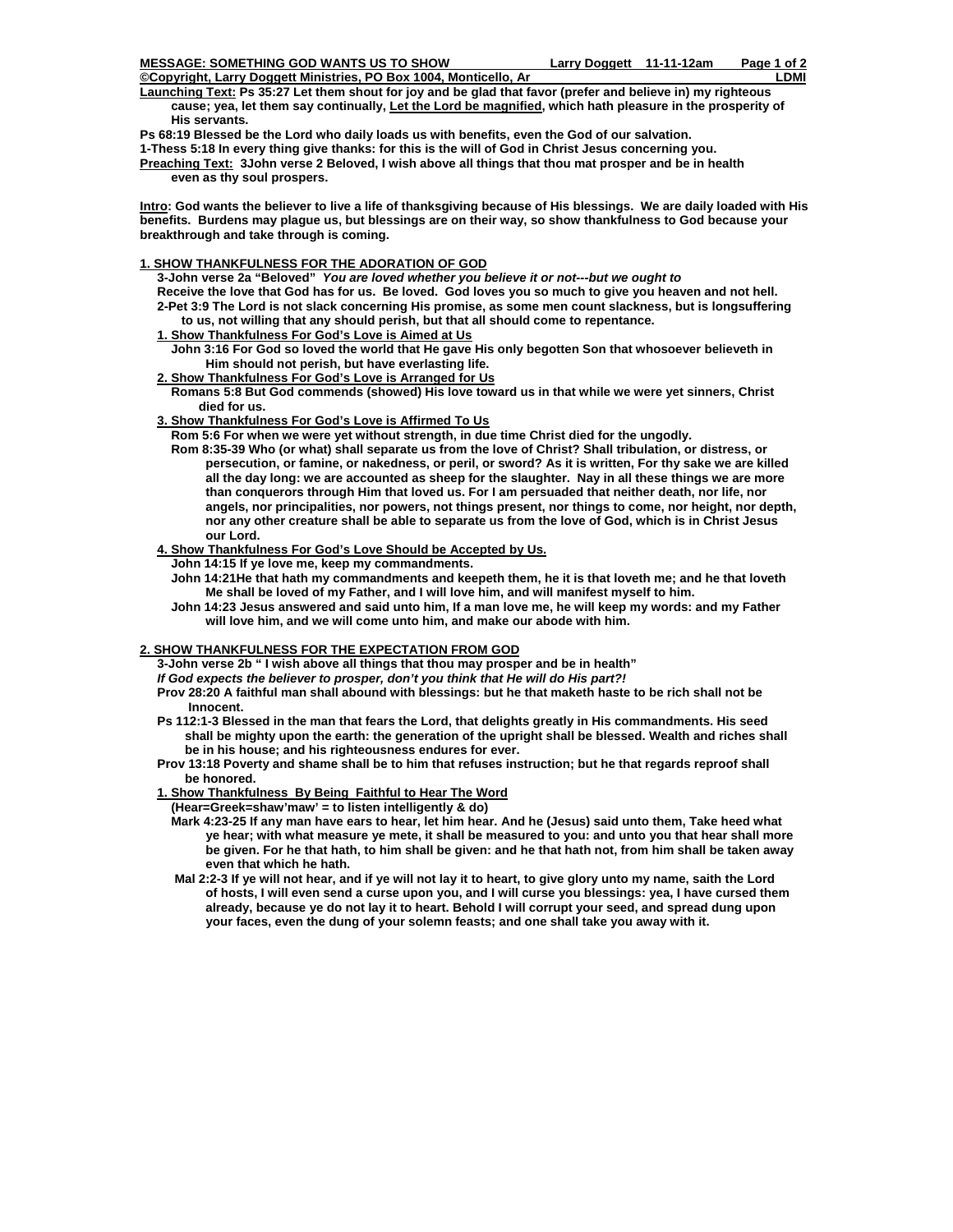**MESSAGE: SOMETHING GOD WANTS US TO SHOW** **Larry Doggett 11-11-12am**

**©Copyright, Larry Doggett Ministries, PO Box 1004, Monticello, Ar** **LDMI**

**Launching Text: Ps 35:27 Let them shout for joy and be glad that favor (prefer and believe in) my righteous cause; yea, let them say continually, Let the Lord be magnified, which hath pleasure in the prosperity of His servants.**

**Ps 68:19 Blessed be the Lord who daily loads us with benefits, even the God of our salvation.**

**1-Thess 5:18 In every thing give thanks: for this is the will of God in Christ Jesus concerning you.**

**Preaching Text: 3John verse 2 Beloved, I wish above all things that thou mat prosper and be in health even as thy soul prospers.**

**Intro: God wants the believer to live a life of thanksgiving because of His blessings. We are daily loaded with His benefits. Burdens may plague us, but blessings are on their way, so show thankfulness to God because your breakthrough and take through is coming.**

## 1. SHOW THANKFULNESS FOR THE ADORATION OF GOD

**3-John verse 2a "Beloved"** ***You are loved whether you believe it or not---but we ought to***

**Receive the love that God has for us. Be loved. God loves you so much to give you heaven and not hell.**

**2-Pet 3:9 The Lord is not slack concerning His promise, as some men count slackness, but is longsuffering to us, not willing that any should perish, but that all should come to repentance.**

### 1. Show Thankfulness For God's Love is Aimed at Us

**John 3:16 For God so loved the world that He gave His only begotten Son that whosoever believeth in Him should not perish, but have everlasting life.**

### 2. Show Thankfulness For God's Love is Arranged for Us

**Romans 5:8 But God commends (showed) His love toward us in that while we were yet sinners, Christ died for us.**

### 3. Show Thankfulness For God's Love is Affirmed To Us

**Rom 5:6 For when we were yet without strength, in due time Christ died for the ungodly.**

**Rom 8:35-39 Who (or what) shall separate us from the love of Christ? Shall tribulation, or distress, or persecution, or famine, or nakedness, or peril, or sword? As it is written, For thy sake we are killed all the day long: we are accounted as sheep for the slaughter. Nay in all these things we are more than conquerors through Him that loved us. For I am persuaded that neither death, nor life, nor angels, nor principalities, nor powers, not things present, nor things to come, nor height, nor depth, nor any other creature shall be able to separate us from the love of God, which is in Christ Jesus our Lord.**

### 4. Show Thankfulness For God's Love Should be Accepted by Us.

**John 14:15 If ye love me, keep my commandments.**

**John 14:21He that hath my commandments and keepeth them, he it is that loveth me; and he that loveth Me shall be loved of my Father, and I will love him, and will manifest myself to him.**

**John 14:23 Jesus answered and said unto him, If a man love me, he will keep my words: and my Father will love him, and we will come unto him, and make our abode with him.**

## 2. SHOW THANKFULNESS FOR THE EXPECTATION FROM GOD

**3-John verse 2b " I wish above all things that thou may prosper and be in health"**

***If God expects the believer to prosper, don't you think that He will do His part?!***

**Prov 28:20 A faithful man shall abound with blessings: but he that maketh haste to be rich shall not be Innocent.**

**Ps 112:1-3 Blessed in the man that fears the Lord, that delights greatly in His commandments. His seed shall be mighty upon the earth: the generation of the upright shall be blessed. Wealth and riches shall be in his house; and his righteousness endures for ever.**

**Prov 13:18 Poverty and shame shall be to him that refuses instruction; but he that regards reproof shall be honored.**

### 1. Show Thankfulness By Being Faithful to Hear The Word

**(Hear=Greek=shaw'maw' = to listen intelligently & do)**

**Mark 4:23-25 If any man have ears to hear, let him hear. And he (Jesus) said unto them, Take heed what ye hear; with what measure ye mete, it shall be measured to you: and unto you that hear shall more be given. For he that hath, to him shall be given: and he that hath not, from him shall be taken away even that which he hath.**

**Mal 2:2-3 If ye will not hear, and if ye will not lay it to heart, to give glory unto my name, saith the Lord of hosts, I will even send a curse upon you, and I will curse you blessings: yea, I have cursed them already, because ye do not lay it to heart. Behold I will corrupt your seed, and spread dung upon your faces, even the dung of your solemn feasts; and one shall take you away with it.**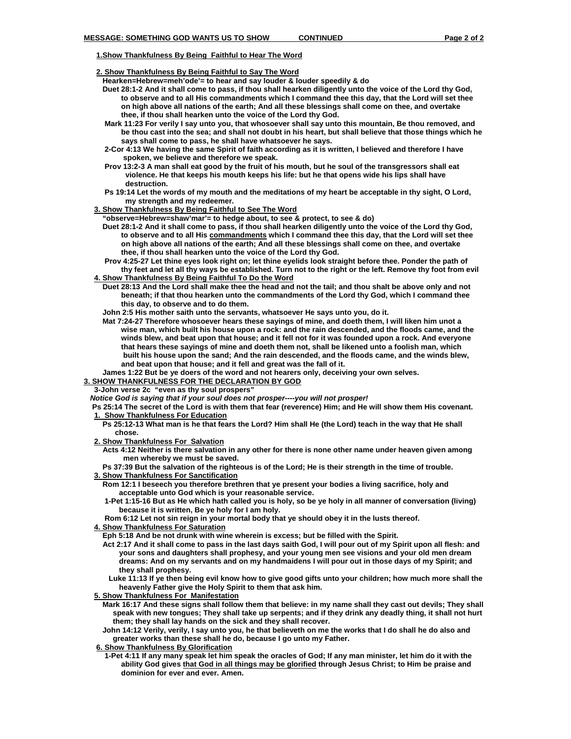**1. Show Thankfulness By Being Faithful to Hear The Word**

**2. Show Thankfulness By Being Faithful to Say The Word**

**Hearken=Hebrew=meh'ode'= to hear and say louder & louder speedily & do**

**Duet 28:1-2 And it shall come to pass, if thou shall hearken diligently unto the voice of the Lord thy God, to observe and to all His commandments which I command thee this day, that the Lord will set thee on high above all nations of the earth; And all these blessings shall come on thee, and overtake thee, if thou shall hearken unto the voice of the Lord thy God.**

**Mark 11:23 For verily I say unto you, that whosoever shall say unto this mountain, Be thou removed, and be thou cast into the sea; and shall not doubt in his heart, but shall believe that those things which he says shall come to pass, he shall have whatsoever he says.**

**2-Cor 4:13 We having the same Spirit of faith according as it is written, I believed and therefore I have spoken, we believe and therefore we speak.**

**Prov 13:2-3 A man shall eat good by the fruit of his mouth, but he soul of the transgressors shall eat violence. He that keeps his mouth keeps his life: but he that opens wide his lips shall have destruction.**

**Ps 19:14 Let the words of my mouth and the meditations of my heart be acceptable in thy sight, O Lord, my strength and my redeemer.**

**3. Show Thankfulness By Being Faithful to See The Word**

**"observe=Hebrew=shaw'mar'= to hedge about, to see & protect, to see & do)**

**Duet 28:1-2 And it shall come to pass, if thou shall hearken diligently unto the voice of the Lord thy God, to observe and to all His commandments which I command thee this day, that the Lord will set thee on high above all nations of the earth; And all these blessings shall come on thee, and overtake thee, if thou shall hearken unto the voice of the Lord thy God.**

**Prov 4:25-27 Let thine eyes look right on; let thine eyelids look straight before thee. Ponder the path of thy feet and let all thy ways be established. Turn not to the right or the left. Remove thy foot from evil**

**4. Show Thankfulness By Being Faithful To Do the Word**

**Duet 28:13 And the Lord shall make thee the head and not the tail; and thou shalt be above only and not beneath; if that thou hearken unto the commandments of the Lord thy God, which I command thee this day, to observe and to do them.**

**John 2:5 His mother saith unto the servants, whatsoever He says unto you, do it.**

**Mat 7:24-27 Therefore whosoever hears these sayings of mine, and doeth them, I will liken him unot a wise man, which built his house upon a rock: and the rain descended, and the floods came, and the winds blew, and beat upon that house; and it fell not for it was founded upon a rock. And everyone that hears these sayings of mine and doeth them not, shall be likened unto a foolish man, which built his house upon the sand; And the rain descended, and the floods came, and the winds blew, and beat upon that house; and it fell and great was the fall of it.**

**James 1:22 But be ye doers of the word and not hearers only, deceiving your own selves.**

**3. SHOW THANKFULNESS FOR THE DECLARATION BY GOD**

**3-John verse 2c "even as thy soul prospers"**

***Notice God is saying that if your soul does not prosper----you will not prosper!***

**Ps 25:14 The secret of the Lord is with them that fear (reverence) Him; and He will show them His covenant.**

**1. Show Thankfulness For Education**

**Ps 25:12-13 What man is he that fears the Lord? Him shall He (the Lord) teach in the way that He shall chose.**

**2. Show Thankfulness For Salvation**

**Acts 4:12 Neither is there salvation in any other for there is none other name under heaven given among men whereby we must be saved.**

**Ps 37:39 But the salvation of the righteous is of the Lord; He is their strength in the time of trouble.**

**3. Show Thankfulness For Sanctification**

**Rom 12:1 I beseech you therefore brethren that ye present your bodies a living sacrifice, holy and acceptable unto God which is your reasonable service.**

**1-Pet 1:15-16 But as He which hath called you is holy, so be ye holy in all manner of conversation (living) because it is written, Be ye holy for I am holy.**

**Rom 6:12 Let not sin reign in your mortal body that ye should obey it in the lusts thereof.**

**4. Show Thankfulness For Saturation**

**Eph 5:18 And be not drunk with wine wherein is excess; but be filled with the Spirit.**

**Act 2:17 And it shall come to pass in the last days saith God, I will pour out of my Spirit upon all flesh: and your sons and daughters shall prophesy, and your young men see visions and your old men dream dreams: And on my servants and on my handmaidens I will pour out in those days of my Spirit; and they shall prophesy.**

**Luke 11:13 If ye then being evil know how to give good gifts unto your children; how much more shall the heavenly Father give the Holy Spirit to them that ask him.**

**5. Show Thankfulness For Manifestation**

**Mark 16:17 And these signs shall follow them that believe: in my name shall they cast out devils; They shall speak with new tongues; They shall take up serpents; and if they drink any deadly thing, it shall not hurt them; they shall lay hands on the sick and they shall recover.**

**John 14:12 Verily, verily, I say unto you, he that believeth on me the works that I do shall he do also and greater works than these shall he do, because I go unto my Father.**

**6. Show Thankfulness By Glorification**

**1-Pet 4:11 If any many speak let him speak the oracles of God; If any man minister, let him do it with the ability God gives that God in all things may be glorified through Jesus Christ; to Him be praise and dominion for ever and ever. Amen.**